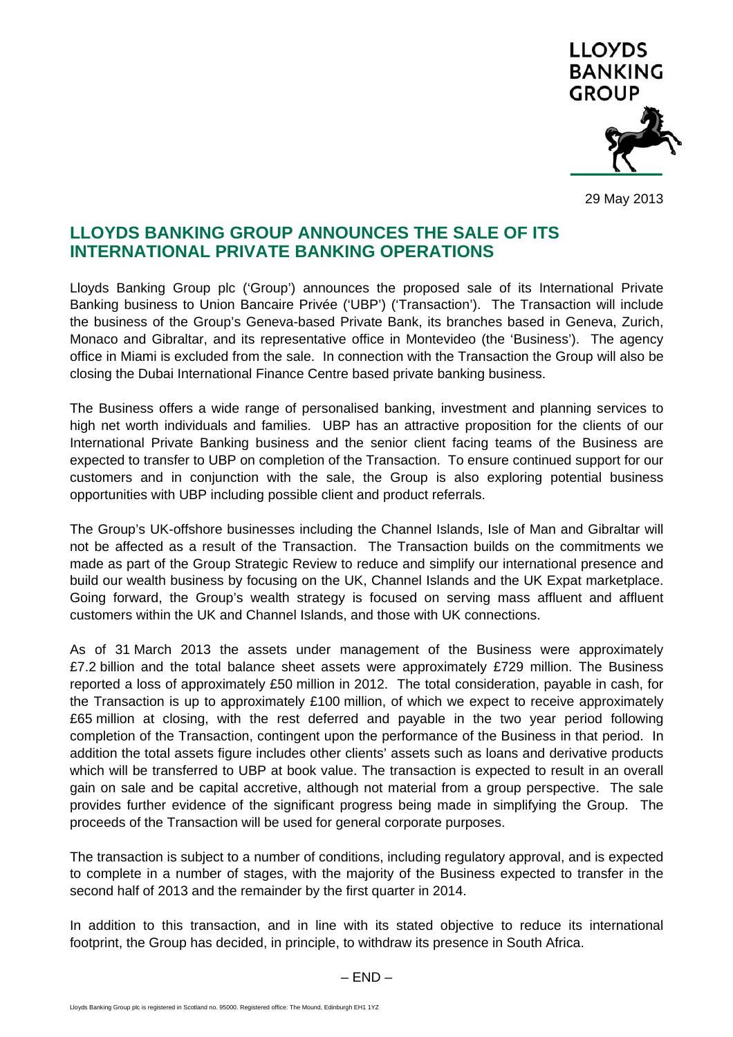LLOYDS BANKING GROUP

29 May 2013

# LLOYDS BANKING GROUP ANNOUNCES THE SALE OF ITS INTERNATIONAL PRIVATE BANKING OPERATIONS

Lloyds Banking Group plc ('Group') announces the proposed sale of its International Private Banking business to Union Bancaire Privée ('UBP') ('Transaction'). The Transaction will include the business of the Group's Geneva-based Private Bank, its branches based in Geneva, Zurich, Monaco and Gibraltar, and its representative office in Montevideo (the 'Business'). The agency office in Miami is excluded from the sale. In connection with the Transaction the Group will also be closing the Dubai International Finance Centre based private banking business.

The Business offers a wide range of personalised banking, investment and planning services to high net worth individuals and families. UBP has an attractive proposition for the clients of our International Private Banking business and the senior client facing teams of the Business are expected to transfer to UBP on completion of the Transaction. To ensure continued support for our customers and in conjunction with the sale, the Group is also exploring potential business opportunities with UBP including possible client and product referrals.

The Group's UK-offshore businesses including the Channel Islands, Isle of Man and Gibraltar will not be affected as a result of the Transaction. The Transaction builds on the commitments we made as part of the Group Strategic Review to reduce and simplify our international presence and build our wealth business by focusing on the UK, Channel Islands and the UK Expat marketplace. Going forward, the Group's wealth strategy is focused on serving mass affluent and affluent customers within the UK and Channel Islands, and those with UK connections.

As of 31 March 2013 the assets under management of the Business were approximately £7.2 billion and the total balance sheet assets were approximately £729 million. The Business reported a loss of approximately £50 million in 2012. The total consideration, payable in cash, for the Transaction is up to approximately £100 million, of which we expect to receive approximately £65 million at closing, with the rest deferred and payable in the two year period following completion of the Transaction, contingent upon the performance of the Business in that period. In addition the total assets figure includes other clients' assets such as loans and derivative products which will be transferred to UBP at book value. The transaction is expected to result in an overall gain on sale and be capital accretive, although not material from a group perspective. The sale provides further evidence of the significant progress being made in simplifying the Group. The proceeds of the Transaction will be used for general corporate purposes.

The transaction is subject to a number of conditions, including regulatory approval, and is expected to complete in a number of stages, with the majority of the Business expected to transfer in the second half of 2013 and the remainder by the first quarter in 2014.

In addition to this transaction, and in line with its stated objective to reduce its international footprint, the Group has decided, in principle, to withdraw its presence in South Africa.

– END –

Lloyds Banking Group plc is registered in Scotland no. 95000. Registered office: The Mound, Edinburgh EH1 1YZ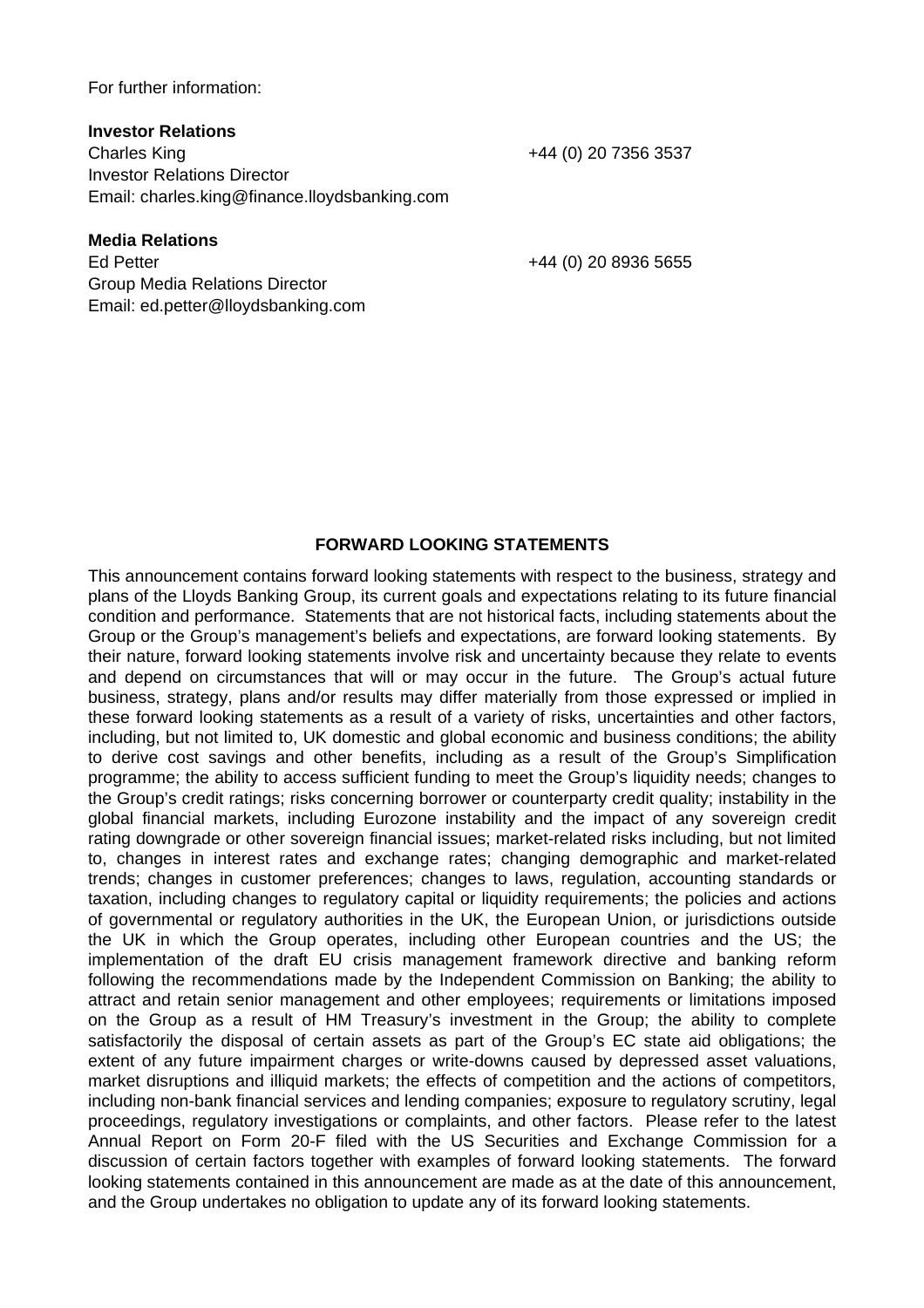For further information:

**Investor Relations**

Charles King +44 (0) 20 7356 3537
Investor Relations Director
Email: charles.king@finance.lloydsbanking.com

**Media Relations**

Ed Petter +44 (0) 20 8936 5655
Group Media Relations Director
Email: ed.petter@lloydsbanking.com

**FORWARD LOOKING STATEMENTS**

This announcement contains forward looking statements with respect to the business, strategy and plans of the Lloyds Banking Group, its current goals and expectations relating to its future financial condition and performance. Statements that are not historical facts, including statements about the Group or the Group's management's beliefs and expectations, are forward looking statements. By their nature, forward looking statements involve risk and uncertainty because they relate to events and depend on circumstances that will or may occur in the future. The Group's actual future business, strategy, plans and/or results may differ materially from those expressed or implied in these forward looking statements as a result of a variety of risks, uncertainties and other factors, including, but not limited to, UK domestic and global economic and business conditions; the ability to derive cost savings and other benefits, including as a result of the Group's Simplification programme; the ability to access sufficient funding to meet the Group's liquidity needs; changes to the Group's credit ratings; risks concerning borrower or counterparty credit quality; instability in the global financial markets, including Eurozone instability and the impact of any sovereign credit rating downgrade or other sovereign financial issues; market-related risks including, but not limited to, changes in interest rates and exchange rates; changing demographic and market-related trends; changes in customer preferences; changes to laws, regulation, accounting standards or taxation, including changes to regulatory capital or liquidity requirements; the policies and actions of governmental or regulatory authorities in the UK, the European Union, or jurisdictions outside the UK in which the Group operates, including other European countries and the US; the implementation of the draft EU crisis management framework directive and banking reform following the recommendations made by the Independent Commission on Banking; the ability to attract and retain senior management and other employees; requirements or limitations imposed on the Group as a result of HM Treasury's investment in the Group; the ability to complete satisfactorily the disposal of certain assets as part of the Group's EC state aid obligations; the extent of any future impairment charges or write-downs caused by depressed asset valuations, market disruptions and illiquid markets; the effects of competition and the actions of competitors, including non-bank financial services and lending companies; exposure to regulatory scrutiny, legal proceedings, regulatory investigations or complaints, and other factors. Please refer to the latest Annual Report on Form 20-F filed with the US Securities and Exchange Commission for a discussion of certain factors together with examples of forward looking statements. The forward looking statements contained in this announcement are made as at the date of this announcement, and the Group undertakes no obligation to update any of its forward looking statements.